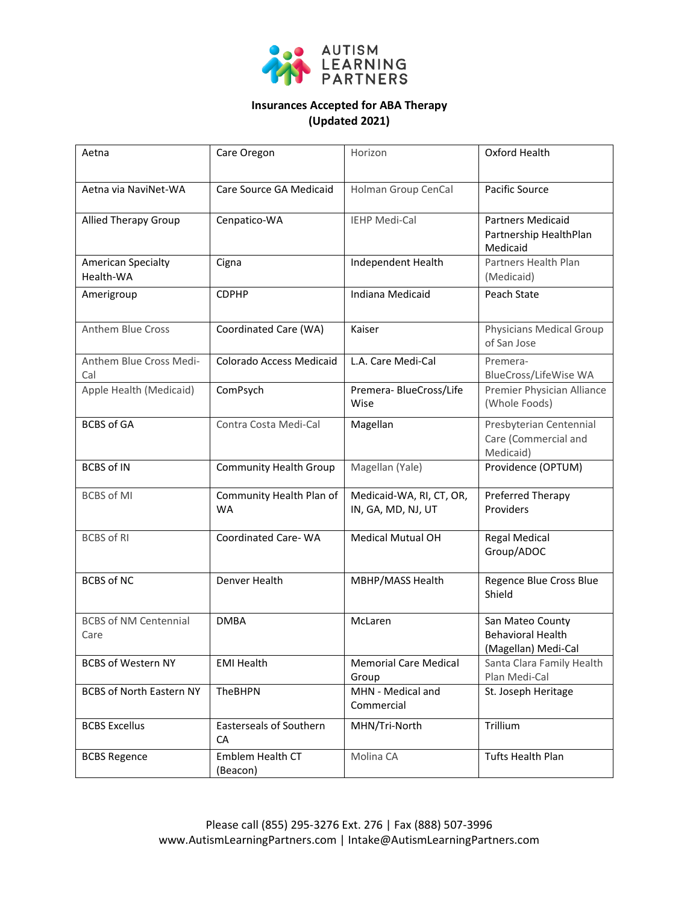**AUTISM LEARNING PARTNERS**

**Insurances Accepted for ABA Therapy**
**(Updated 2021)**

| | | | |
|---|---|---|---|
| Aetna | Care Oregon | Horizon | Oxford Health |
| Aetna via NaviNet-WA | Care Source GA Medicaid | Holman Group CenCal | Pacific Source |
| Allied Therapy Group | Cenpatico-WA | IEHP Medi-Cal | Partners Medicaid Partnership HealthPlan Medicaid |
| American Specialty Health-WA | Cigna | Independent Health | Partners Health Plan (Medicaid) |
| Amerigroup | CDPHP | Indiana Medicaid | Peach State |
| Anthem Blue Cross | Coordinated Care (WA) | Kaiser | Physicians Medical Group of San Jose |
| Anthem Blue Cross Medi-Cal | Colorado Access Medicaid | L.A. Care Medi-Cal | Premera-BlueCross/LifeWise WA |
| Apple Health (Medicaid) | ComPsych | Premera- BlueCross/Life Wise | Premier Physician Alliance (Whole Foods) |
| BCBS of GA | Contra Costa Medi-Cal | Magellan | Presbyterian Centennial Care (Commercial and Medicaid) |
| BCBS of IN | Community Health Group | Magellan (Yale) | Providence (OPTUM) |
| BCBS of MI | Community Health Plan of WA | Medicaid-WA, RI, CT, OR, IN, GA, MD, NJ, UT | Preferred Therapy Providers |
| BCBS of RI | Coordinated Care- WA | Medical Mutual OH | Regal Medical Group/ADOC |
| BCBS of NC | Denver Health | MBHP/MASS Health | Regence Blue Cross Blue Shield |
| BCBS of NM Centennial Care | DMBA | McLaren | San Mateo County Behavioral Health (Magellan) Medi-Cal |
| BCBS of Western NY | EMI Health | Memorial Care Medical Group | Santa Clara Family Health Plan Medi-Cal |
| BCBS of North Eastern NY | TheBHPN | MHN - Medical and Commercial | St. Joseph Heritage |
| BCBS Excellus | Easterseals of Southern CA | MHN/Tri-North | Trillium |
| BCBS Regence | Emblem Health CT (Beacon) | Molina CA | Tufts Health Plan |

Please call (855) 295-3276 Ext. 276 | Fax (888) 507-3996
www.AutismLearningPartners.com | Intake@AutismLearningPartners.com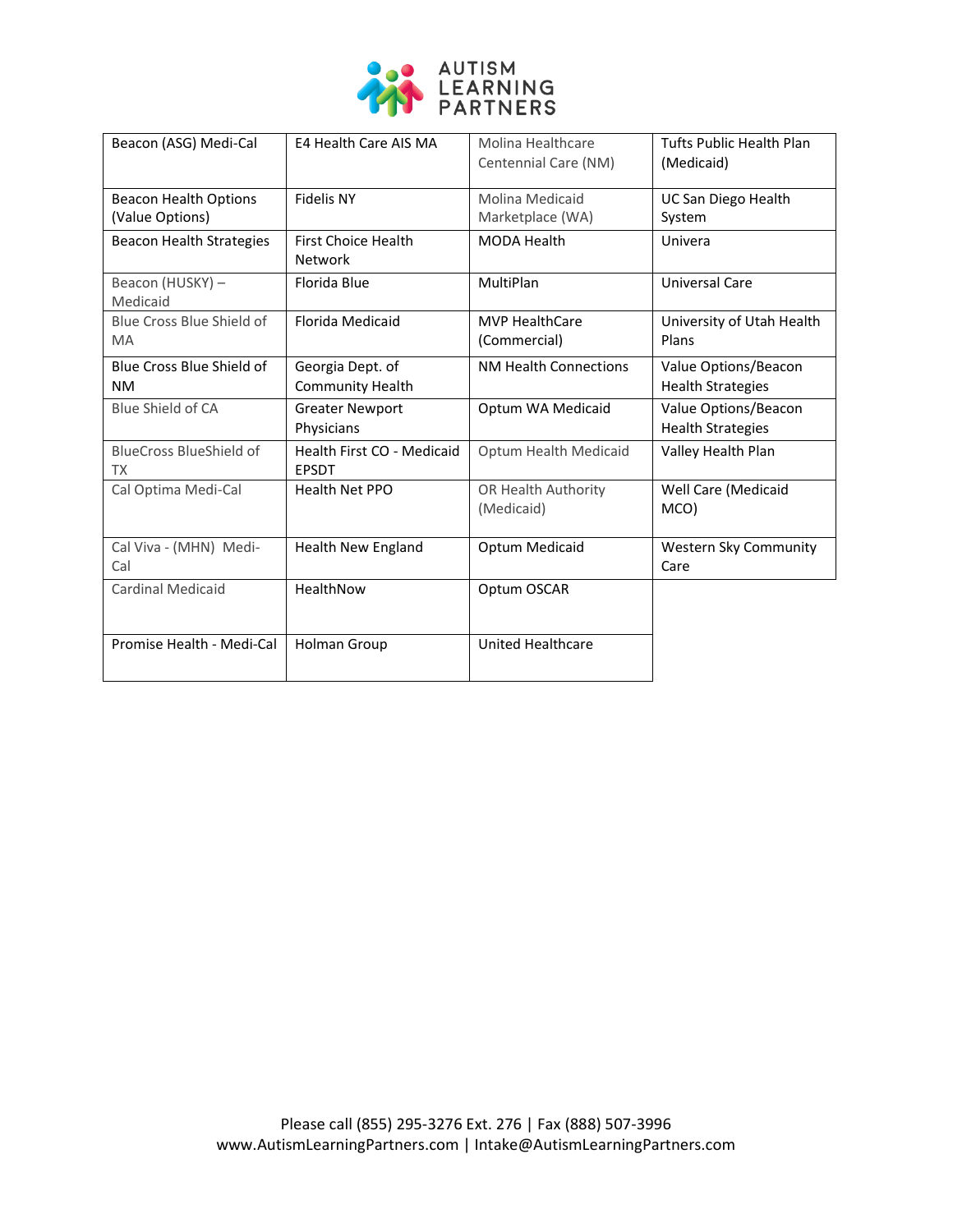# AUTISM LEARNING PARTNERS

| | | | |
|---|---|---|---|
| Beacon (ASG) Medi-Cal | E4 Health Care AIS MA | Molina Healthcare Centennial Care (NM) | Tufts Public Health Plan (Medicaid) |
| Beacon Health Options (Value Options) | Fidelis NY | Molina Medicaid Marketplace (WA) | UC San Diego Health System |
| Beacon Health Strategies | First Choice Health Network | MODA Health | Univera |
| Beacon (HUSKY) – Medicaid | Florida Blue | MultiPlan | Universal Care |
| Blue Cross Blue Shield of MA | Florida Medicaid | MVP HealthCare (Commercial) | University of Utah Health Plans |
| Blue Cross Blue Shield of NM | Georgia Dept. of Community Health | NM Health Connections | Value Options/Beacon Health Strategies |
| Blue Shield of CA | Greater Newport Physicians | Optum WA Medicaid | Value Options/Beacon Health Strategies |
| BlueCross BlueShield of TX | Health First CO - Medicaid EPSDT | Optum Health Medicaid | Valley Health Plan |
| Cal Optima Medi-Cal | Health Net PPO | OR Health Authority (Medicaid) | Well Care (Medicaid MCO) |
| Cal Viva - (MHN) Medi-Cal | Health New England | Optum Medicaid | Western Sky Community Care |
| Cardinal Medicaid | HealthNow | Optum OSCAR | |
| Promise Health - Medi-Cal | Holman Group | United Healthcare | |

Please call (855) 295-3276 Ext. 276 | Fax (888) 507-3996
www.AutismLearningPartners.com | Intake@AutismLearningPartners.com